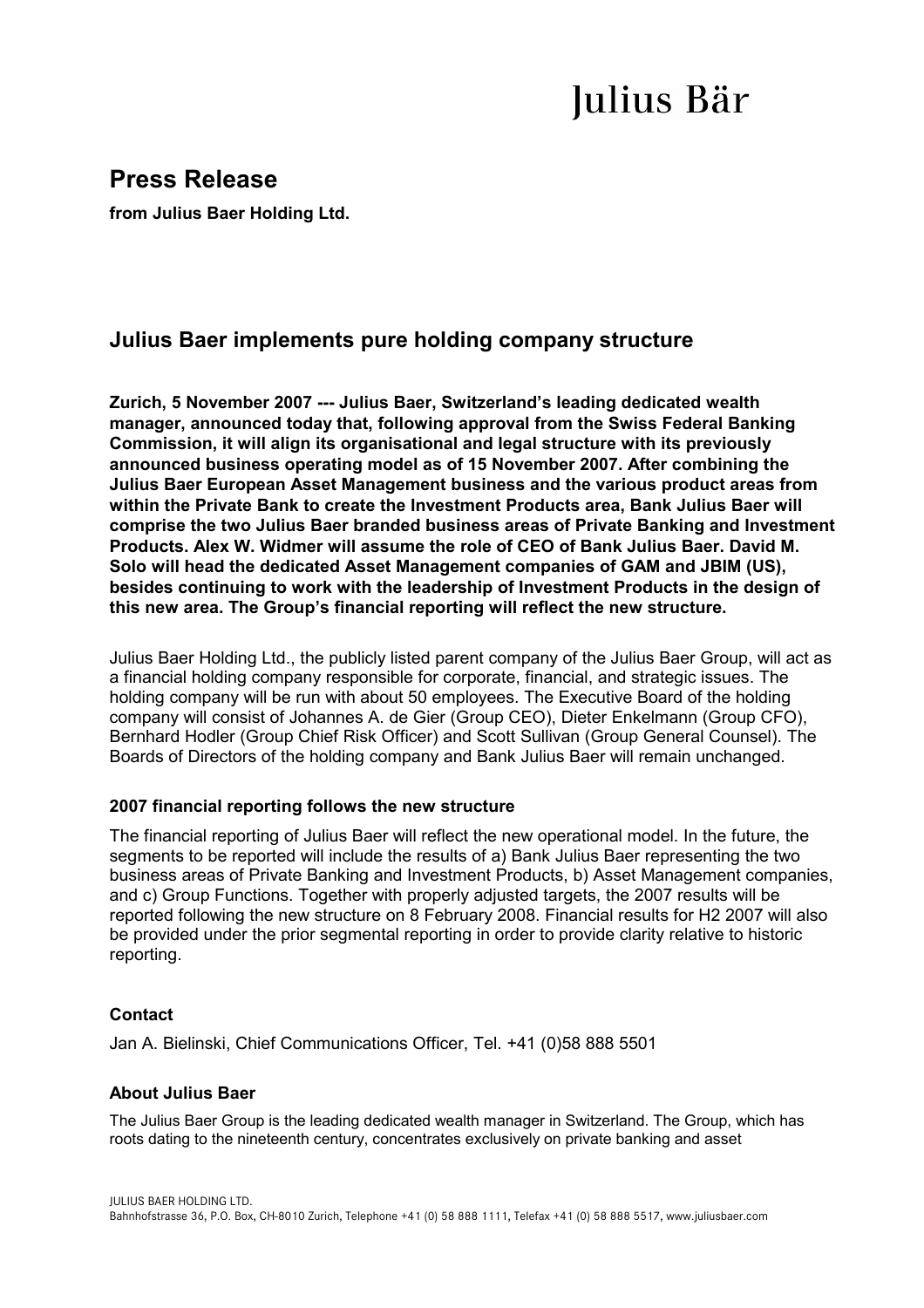Julius Bär

# Press Release

**from Julius Baer Holding Ltd.**

## Julius Baer implements pure holding company structure

**Zurich, 5 November 2007 --- Julius Baer, Switzerland's leading dedicated wealth manager, announced today that, following approval from the Swiss Federal Banking Commission, it will align its organisational and legal structure with its previously announced business operating model as of 15 November 2007. After combining the Julius Baer European Asset Management business and the various product areas from within the Private Bank to create the Investment Products area, Bank Julius Baer will comprise the two Julius Baer branded business areas of Private Banking and Investment Products. Alex W. Widmer will assume the role of CEO of Bank Julius Baer. David M. Solo will head the dedicated Asset Management companies of GAM and JBIM (US), besides continuing to work with the leadership of Investment Products in the design of this new area. The Group's financial reporting will reflect the new structure.**

Julius Baer Holding Ltd., the publicly listed parent company of the Julius Baer Group, will act as a financial holding company responsible for corporate, financial, and strategic issues. The holding company will be run with about 50 employees. The Executive Board of the holding company will consist of Johannes A. de Gier (Group CEO), Dieter Enkelmann (Group CFO), Bernhard Hodler (Group Chief Risk Officer) and Scott Sullivan (Group General Counsel). The Boards of Directors of the holding company and Bank Julius Baer will remain unchanged.

### 2007 financial reporting follows the new structure

The financial reporting of Julius Baer will reflect the new operational model. In the future, the segments to be reported will include the results of a) Bank Julius Baer representing the two business areas of Private Banking and Investment Products, b) Asset Management companies, and c) Group Functions. Together with properly adjusted targets, the 2007 results will be reported following the new structure on 8 February 2008. Financial results for H2 2007 will also be provided under the prior segmental reporting in order to provide clarity relative to historic reporting.

### Contact

Jan A. Bielinski, Chief Communications Officer, Tel. +41 (0)58 888 5501

### About Julius Baer

The Julius Baer Group is the leading dedicated wealth manager in Switzerland. The Group, which has roots dating to the nineteenth century, concentrates exclusively on private banking and asset

JULIUS BAER HOLDING LTD.
Bahnhofstrasse 36, P.O. Box, CH-8010 Zurich, Telephone +41 (0) 58 888 1111, Telefax +41 (0) 58 888 5517, www.juliusbaer.com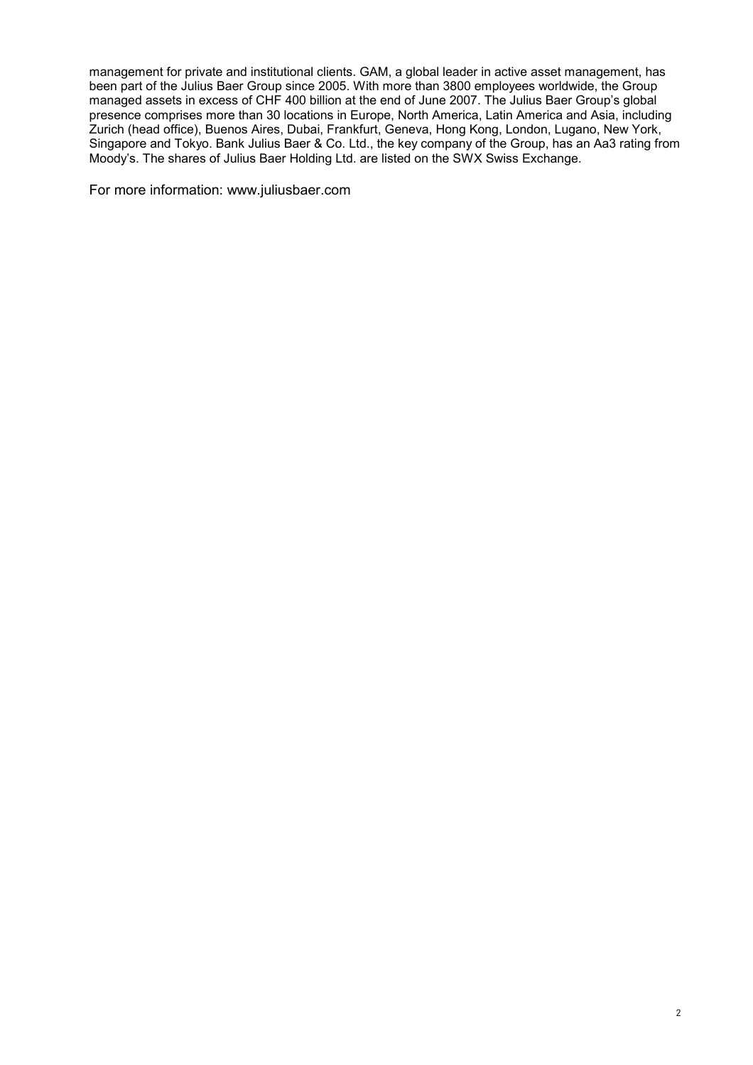management for private and institutional clients. GAM, a global leader in active asset management, has been part of the Julius Baer Group since 2005. With more than 3800 employees worldwide, the Group managed assets in excess of CHF 400 billion at the end of June 2007. The Julius Baer Group's global presence comprises more than 30 locations in Europe, North America, Latin America and Asia, including Zurich (head office), Buenos Aires, Dubai, Frankfurt, Geneva, Hong Kong, London, Lugano, New York, Singapore and Tokyo. Bank Julius Baer & Co. Ltd., the key company of the Group, has an Aa3 rating from Moody's. The shares of Julius Baer Holding Ltd. are listed on the SWX Swiss Exchange.

For more information: www.juliusbaer.com